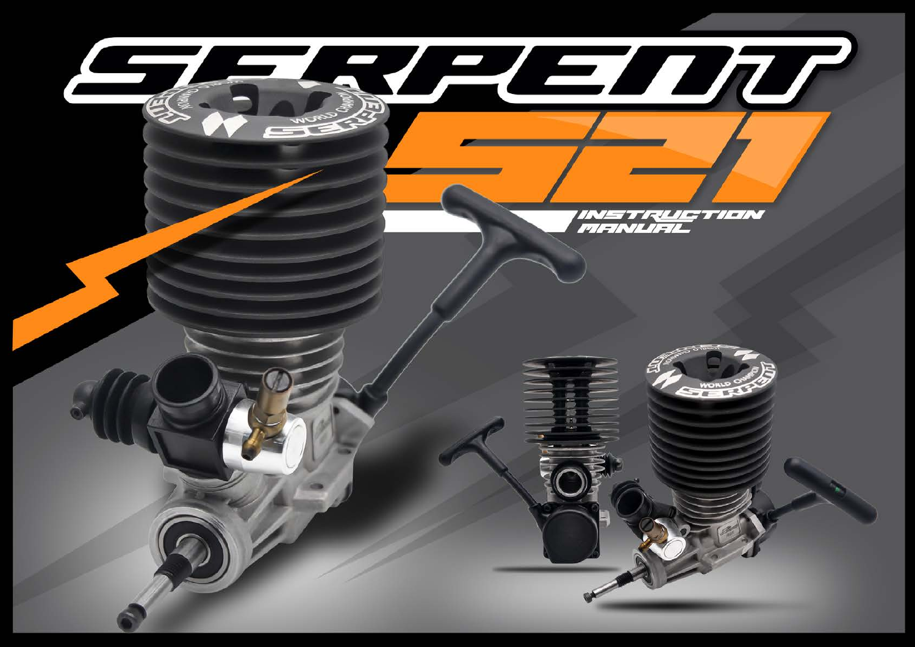# SERPENT

# S21

## INSTRUCTION MANUAL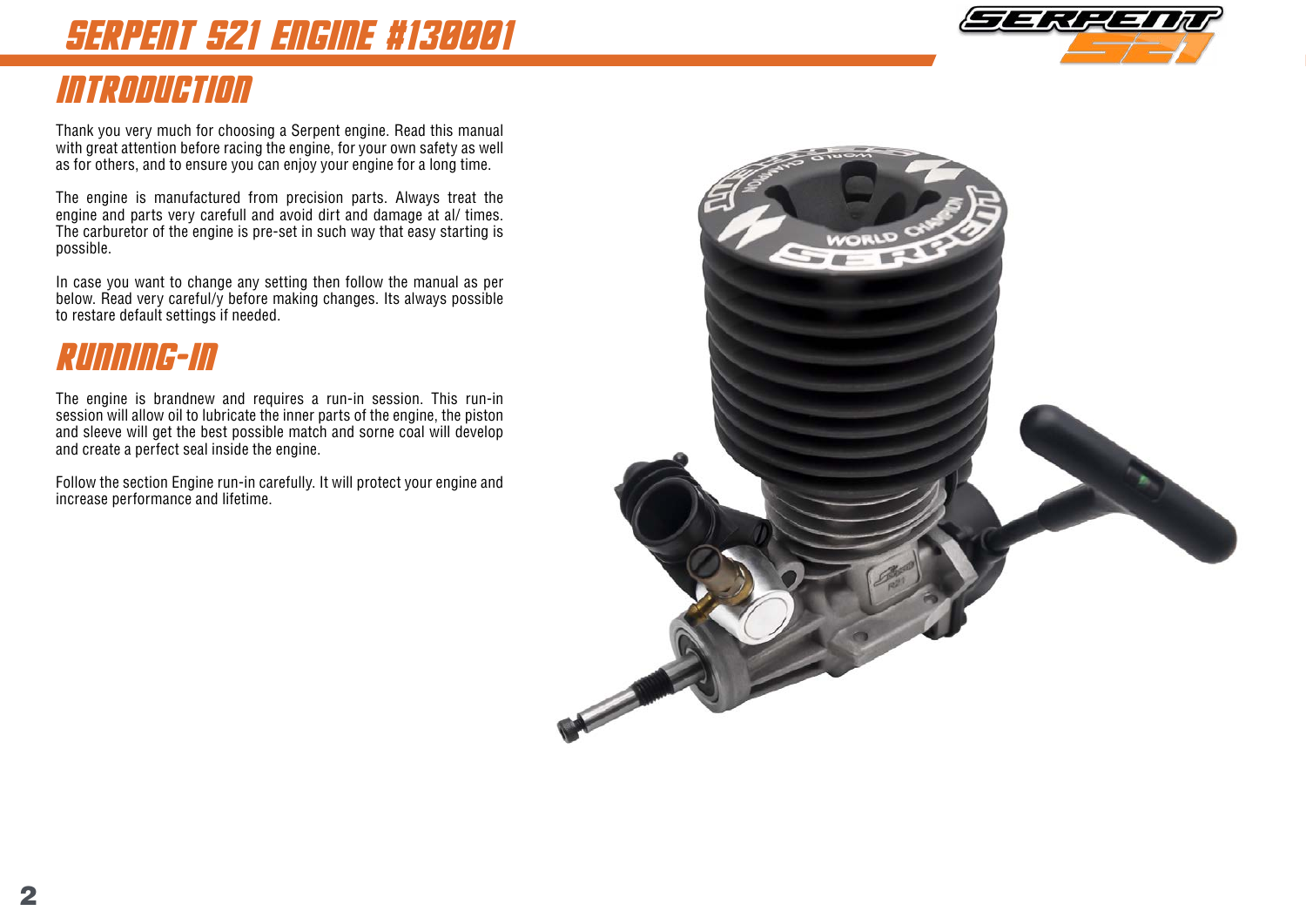# SERPENT S21 ENGINE #130001

## INTRODUCTION

Thank you very much for choosing a Serpent engine. Read this manual with great attention before racing the engine, for your own safety as well as for others, and to ensure you can enjoy your engine for a long time.

The engine is manufactured from precision parts. Always treat the engine and parts very carefull and avoid dirt and damage at al/ times. The carburetor of the engine is pre-set in such way that easy starting is possible.

In case you want to change any setting then follow the manual as per below. Read very careful/y before making changes. Its always possible to restare default settings if needed.

## RUNNING-IN

The engine is brandnew and requires a run-in session. This run-in session will allow oil to lubricate the inner parts of the engine, the piston and sleeve will get the best possible match and sorne coal will develop and create a perfect seal inside the engine.

Follow the section Engine run-in carefully. It will protect your engine and increase performance and lifetime.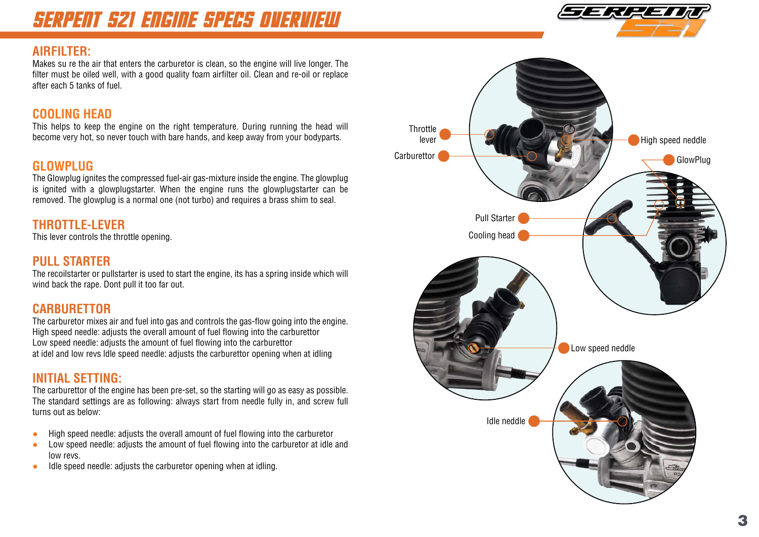# SERPENT S21 ENGINE SPECS OVERVIEW

## AIRFILTER:

Makes su re the air that enters the carburetor is clean, so the engine will live longer. The filter must be oiled well, with a good quality foam airfilter oil. Clean and re-oil or replace after each 5 tanks of fuel.

## COOLING HEAD

This helps to keep the engine on the right temperature. During running the head will become very hot, so never touch with bare hands, and keep away from your bodyparts.

## GLOWPLUG

The Glowplug ignites the compressed fuel-air gas-mixture inside the engine. The glowplug is ignited with a glowplugstarter. When the engine runs the glowplugstarter can be removed. The glowplug is a normal one (not turbo) and requires a brass shim to seal.

## THROTTLE-LEVER

This lever controls the throttle opening.

## PULL STARTER

The recoilstarter or pullstarter is used to start the engine, its has a spring inside which will wind back the rape. Dont pull it too far out.

## CARBURETTOR

The carburetor mixes air and fuel into gas and controls the gas-flow going into the engine.
High speed needle: adjusts the overall amount of fuel flowing into the carburettor
Low speed needle: adjusts the amount of fuel flowing into the carburettor
at idel and low revs Idle speed needle: adjusts the carburettor opening when at idling

## INITIAL SETTING:

The carburettor of the engine has been pre-set, so the starting will go as easy as possible. The standard settings are as following: always start from needle fully in, and screw full turns out as below:

- High speed needle: adjusts the overall amount of fuel flowing into the carburetor
- Low speed needle: adjusts the amount of fuel flowing into the carburetor at idle and low revs.
- Idle speed needle: adjusts the carburetor opening when at idling.

Throttle lever
Carburettor
High speed neddle
GlowPlug
Pull Starter
Cooling head
Low speed neddle
Idle neddle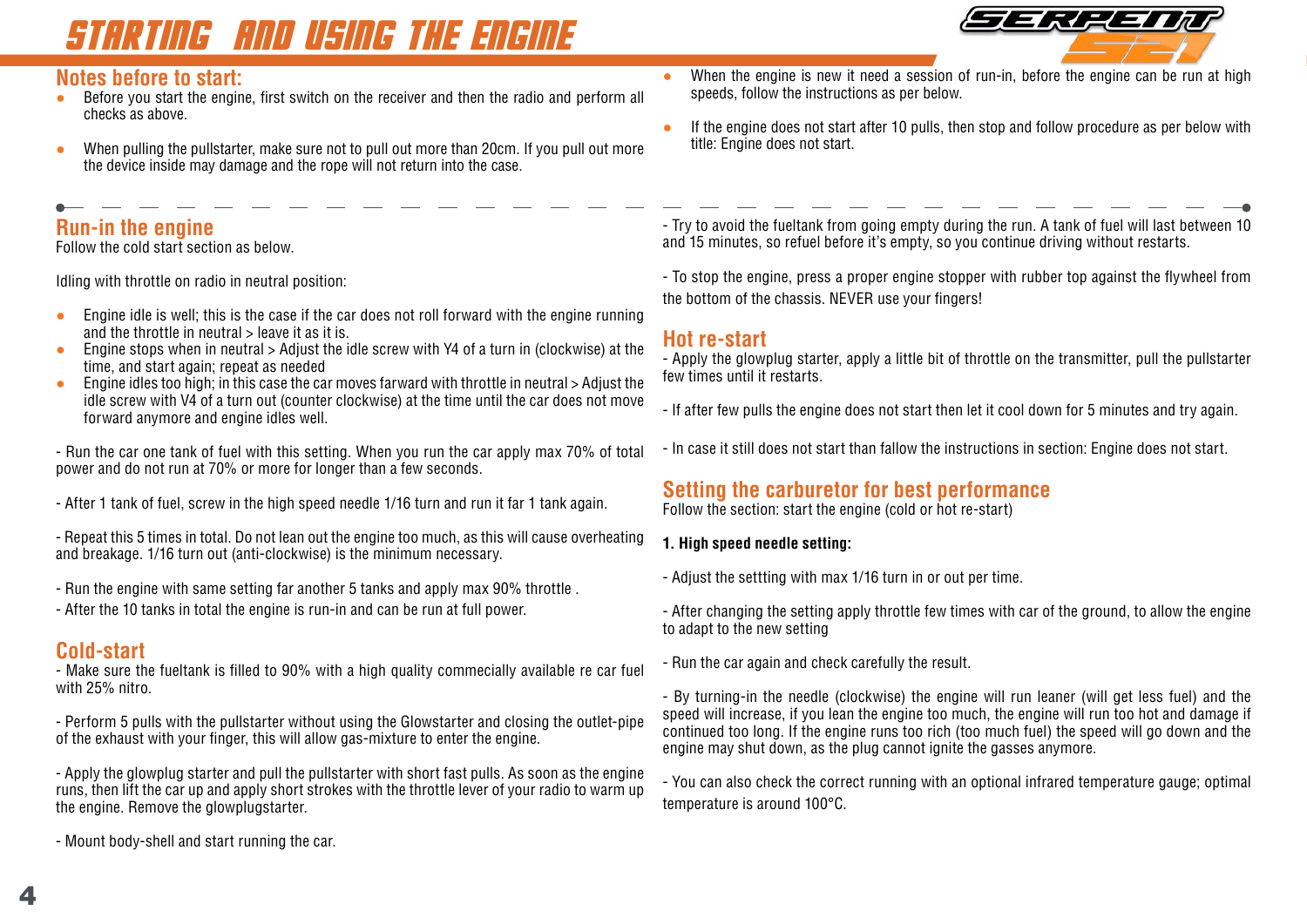# STARTING AND USING THE ENGINE

## Notes before to start:

- Before you start the engine, first switch on the receiver and then the radio and perform all checks as above.
- When pulling the pullstarter, make sure not to pull out more than 20cm. If you pull out more the device inside may damage and the rope will not return into the case.
- When the engine is new it need a session of run-in, before the engine can be run at high speeds, follow the instructions as per below.
- If the engine does not start after 10 pulls, then stop and follow procedure as per below with title: Engine does not start.

## Run-in the engine

Follow the cold start section as below.

Idling with throttle on radio in neutral position:

- Engine idle is well; this is the case if the car does not roll forward with the engine running and the throttle in neutral > leave it as it is.
- Engine stops when in neutral > Adjust the idle screw with Y4 of a turn in (clockwise) at the time, and start again; repeat as needed
- Engine idles too high; in this case the car moves farward with throttle in neutral > Adjust the idle screw with V4 of a turn out (counter clockwise) at the time until the car does not move forward anymore and engine idles well.

- Run the car one tank of fuel with this setting. When you run the car apply max 70% of total power and do not run at 70% or more for longer than a few seconds.

- After 1 tank of fuel, screw in the high speed needle 1/16 turn and run it far 1 tank again.

- Repeat this 5 times in total. Do not lean out the engine too much, as this will cause overheating and breakage. 1/16 turn out (anti-clockwise) is the minimum necessary.

- Run the engine with same setting far another 5 tanks and apply max 90% throttle .
- After the 10 tanks in total the engine is run-in and can be run at full power.

## Cold-start

- Make sure the fueltank is filled to 90% with a high quality commecially available re car fuel with 25% nitro.

- Perform 5 pulls with the pullstarter without using the Glowstarter and closing the outlet-pipe of the exhaust with your finger, this will allow gas-mixture to enter the engine.

- Apply the glowplug starter and pull the pullstarter with short fast pulls. As soon as the engine runs, then lift the car up and apply short strokes with the throttle lever of your radio to warm up the engine. Remove the glowplugstarter.

- Mount body-shell and start running the car.

- Try to avoid the fueltank from going empty during the run. A tank of fuel will last between 10 and 15 minutes, so refuel before it's empty, so you continue driving without restarts.

- To stop the engine, press a proper engine stopper with rubber top against the flywheel from the bottom of the chassis. NEVER use your fingers!

## Hot re-start

- Apply the glowplug starter, apply a little bit of throttle on the transmitter, pull the pullstarter few times until it restarts.

- If after few pulls the engine does not start then let it cool down for 5 minutes and try again.

- In case it still does not start than fallow the instructions in section: Engine does not start.

## Setting the carburetor for best performance

Follow the section: start the engine (cold or hot re-start)

**1. High speed needle setting:**

- Adjust the settting with max 1/16 turn in or out per time.

- After changing the setting apply throttle few times with car of the ground, to allow the engine to adapt to the new setting

- Run the car again and check carefully the result.

- By turning-in the needle (clockwise) the engine will run leaner (will get less fuel) and the speed will increase, if you lean the engine too much, the engine will run too hot and damage if continued too long. If the engine runs too rich (too much fuel) the speed will go down and the engine may shut down, as the plug cannot ignite the gasses anymore.

- You can also check the correct running with an optional infrared temperature gauge; optimal temperature is around 100°C.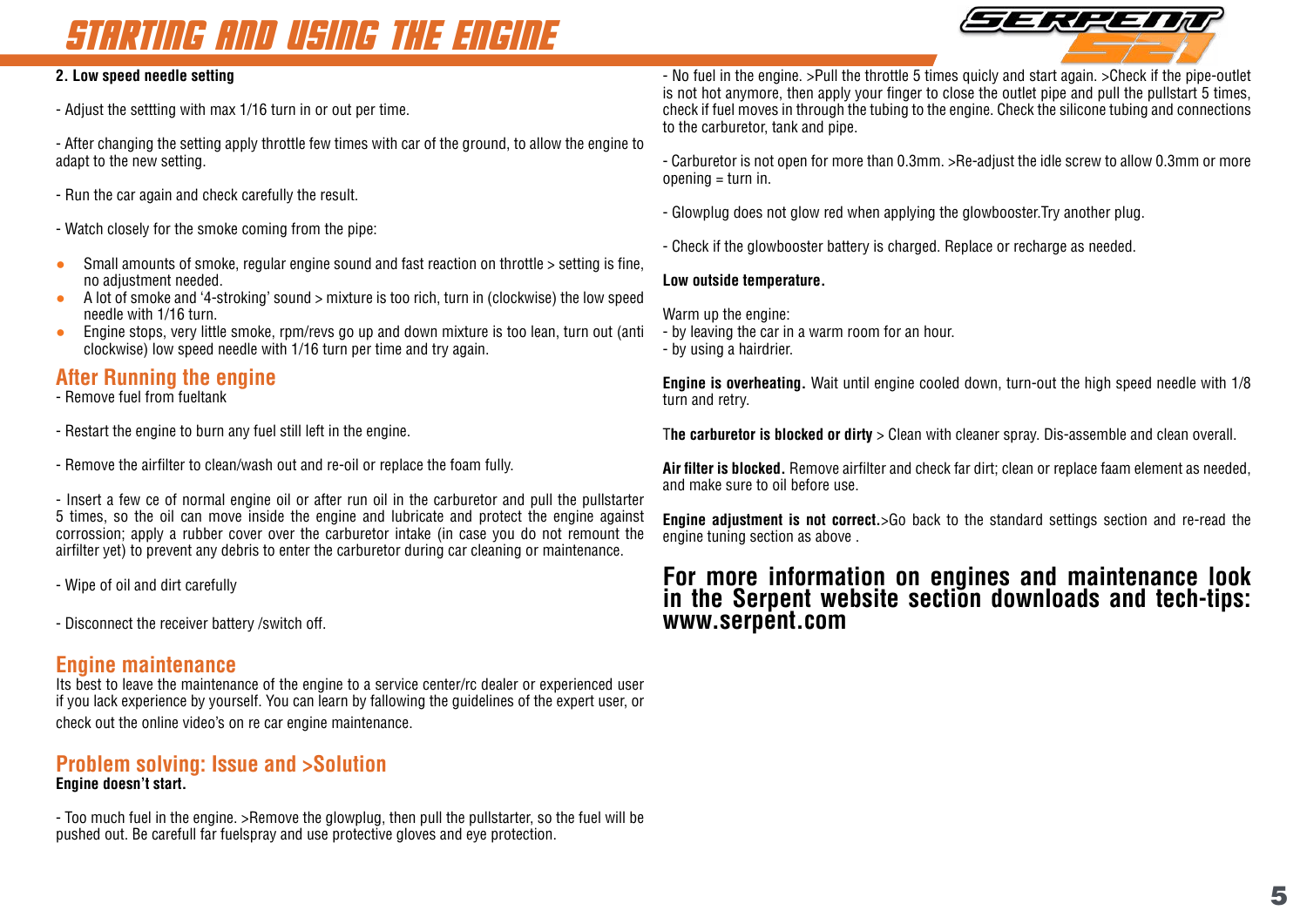# STARTING AND USING THE ENGINE

**2. Low speed needle setting**

- Adjust the settting with max 1/16 turn in or out per time.

- After changing the setting apply throttle few times with car of the ground, to allow the engine to adapt to the new setting.

- Run the car again and check carefully the result.

- Watch closely for the smoke coming from the pipe:

- Small amounts of smoke, regular engine sound and fast reaction on throttle > setting is fine, no adjustment needed.
- A lot of smoke and '4-stroking' sound > mixture is too rich, turn in (clockwise) the low speed needle with 1/16 turn.
- Engine stops, very little smoke, rpm/revs go up and down mixture is too lean, turn out (anti clockwise) low speed needle with 1/16 turn per time and try again.

## After Running the engine

- Remove fuel from fueltank

- Restart the engine to burn any fuel still left in the engine.

- Remove the airfilter to clean/wash out and re-oil or replace the foam fully.

- Insert a few ce of normal engine oil or after run oil in the carburetor and pull the pullstarter 5 times, so the oil can move inside the engine and lubricate and protect the engine against corrossion; apply a rubber cover over the carburetor intake (in case you do not remount the airfilter yet) to prevent any debris to enter the carburetor during car cleaning or maintenance.

- Wipe of oil and dirt carefully

- Disconnect the receiver battery /switch off.

## Engine maintenance

Its best to leave the maintenance of the engine to a service center/rc dealer or experienced user if you lack experience by yourself. You can learn by fallowing the guidelines of the expert user, or check out the online video's on re car engine maintenance.

## Problem solving: Issue and >Solution

**Engine doesn't start.**

- Too much fuel in the engine. >Remove the glowplug, then pull the pullstarter, so the fuel will be pushed out. Be carefull far fuelspray and use protective gloves and eye protection.

- No fuel in the engine. >Pull the throttle 5 times quicly and start again. >Check if the pipe-outlet is not hot anymore, then apply your finger to close the outlet pipe and pull the pullstart 5 times, check if fuel moves in through the tubing to the engine. Check the silicone tubing and connections to the carburetor, tank and pipe.

- Carburetor is not open for more than 0.3mm. >Re-adjust the idle screw to allow 0.3mm or more opening = turn in.

- Glowplug does not glow red when applying the glowbooster.Try another plug.

- Check if the glowbooster battery is charged. Replace or recharge as needed.

**Low outside temperature.**

Warm up the engine:
- by leaving the car in a warm room for an hour.
- by using a hairdrier.

**Engine is overheating.** Wait until engine cooled down, turn-out the high speed needle with 1/8 turn and retry.

T**he carburetor is blocked or dirty** > Clean with cleaner spray. Dis-assemble and clean overall.

**Air filter is blocked.** Remove airfilter and check far dirt; clean or replace faam element as needed, and make sure to oil before use.

**Engine adjustment is not correct.**>Go back to the standard settings section and re-read the engine tuning section as above .

**For more information on engines and maintenance look in the Serpent website section downloads and tech-tips: www.serpent.com**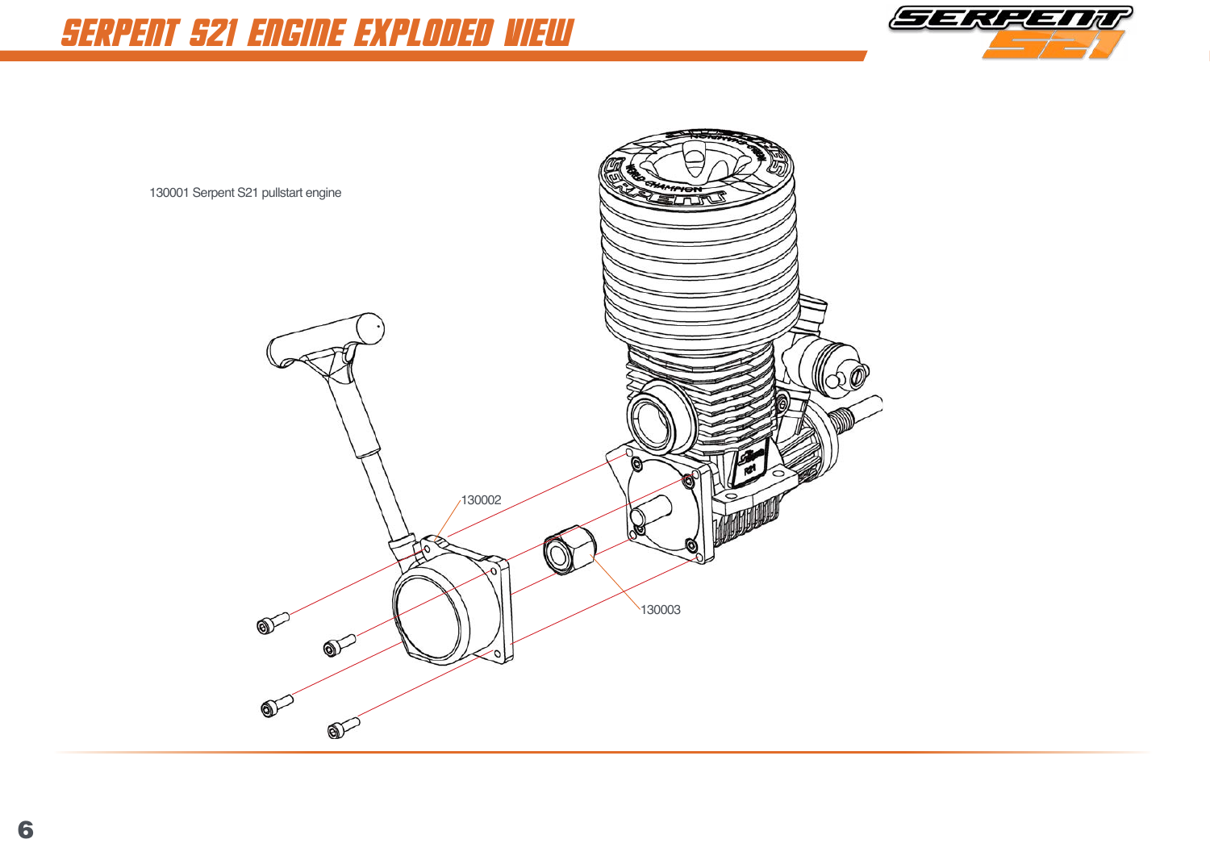# SERPENT S21 ENGINE EXPLODED VIEW

130001 Serpent S21 pullstart engine

130002

130003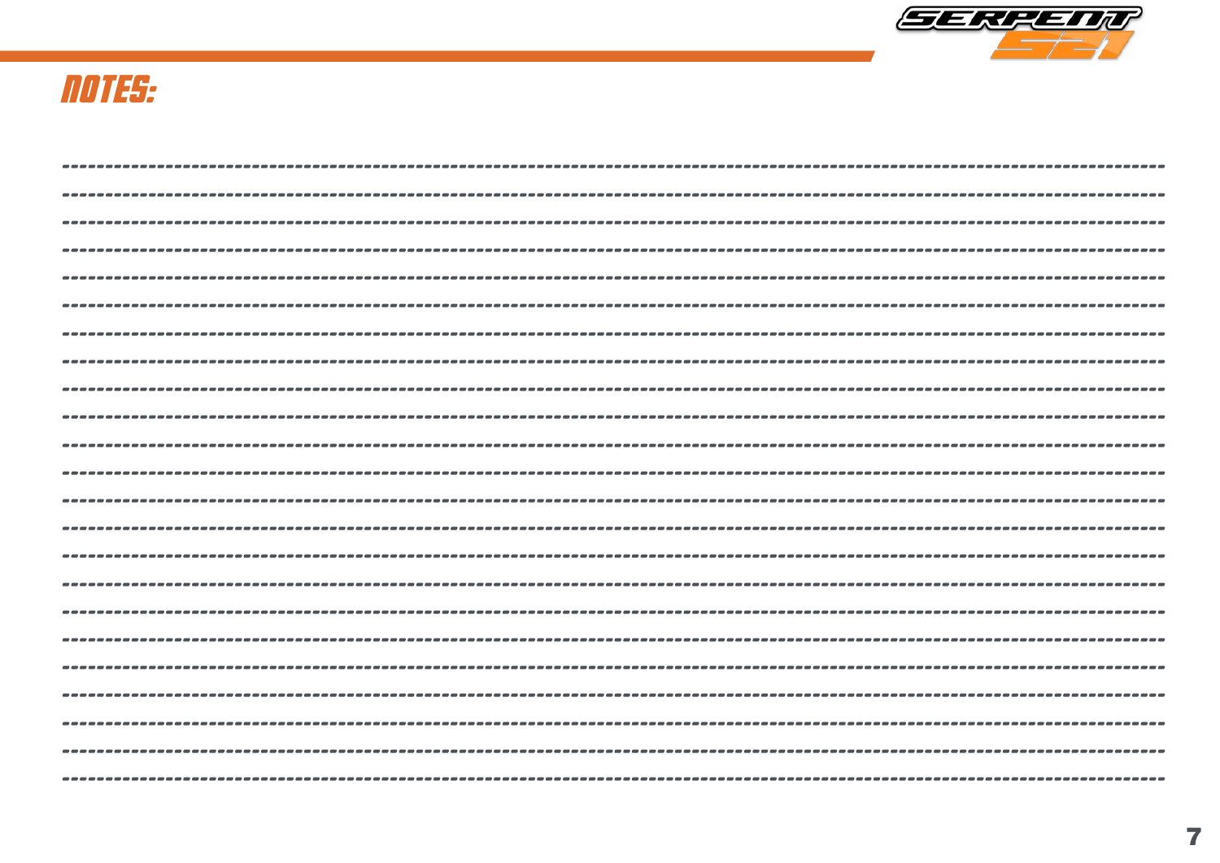# NOTES: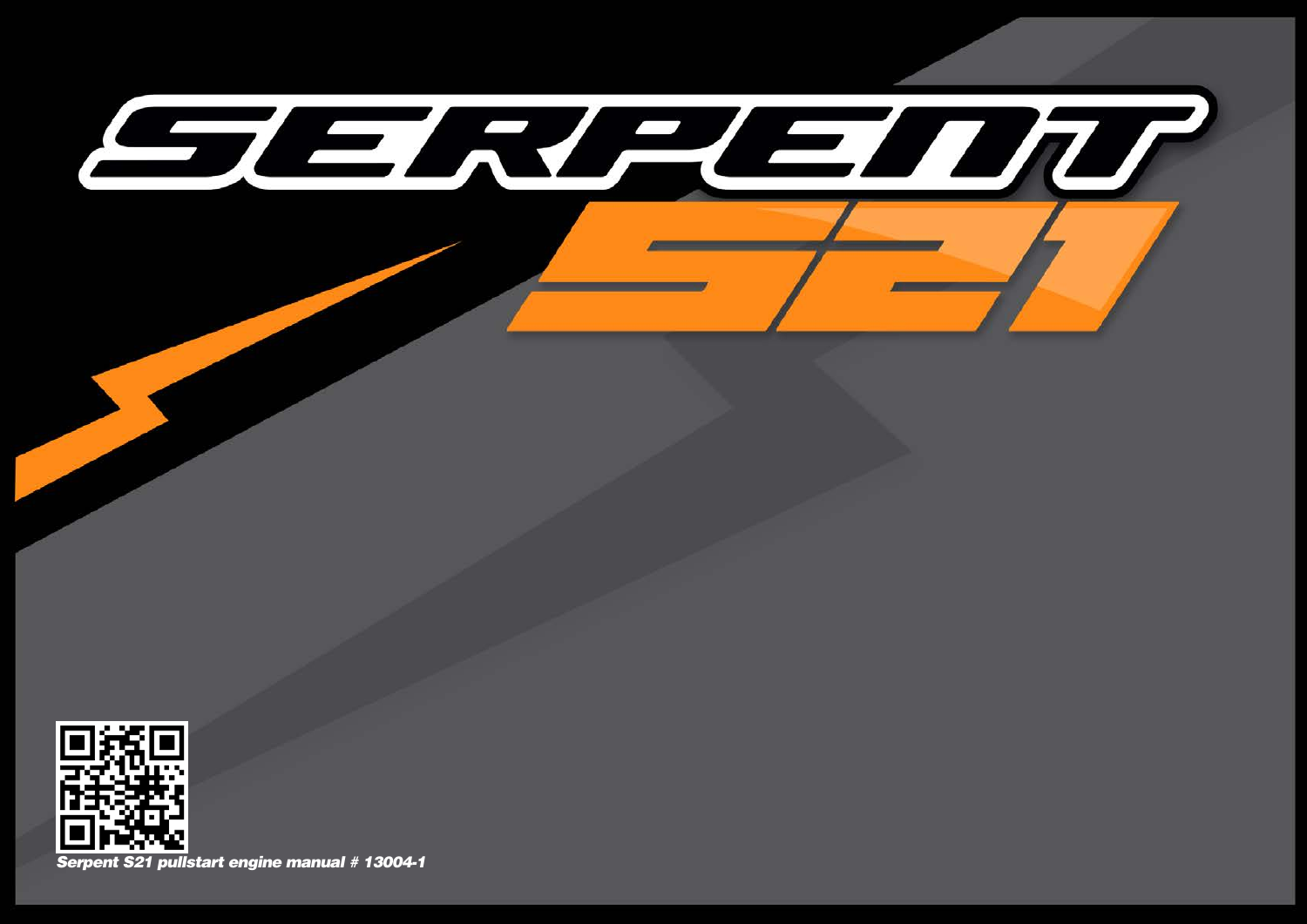# SERPENT

# S21

*Serpent S21 pullstart engine manual # 13004-1*